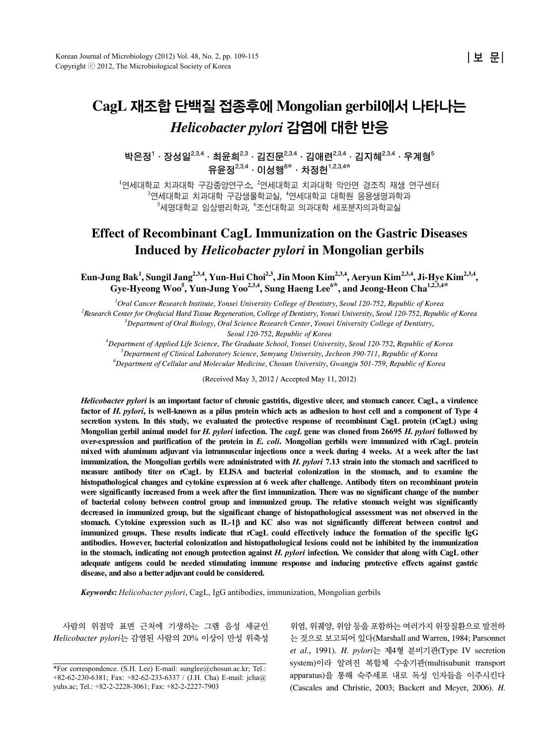| 보 문 |

# CagL 재조합 단백질 접종후에 Mongolian gerbil에서 나타나는 *Helicobacter pylori* 감염에 대한 반응

박은정[1] · 장성일[2,3,4] · 최윤희[2,3] · 김진문[2,3,4] · 김애련[2,3,4] · 김지혜[2,3,4] · 우계형[5]
유윤정[2,3,4] · 이성행[6*] · 차정헌[1,2,3,4*]

[1]연세대학교 치과대학 구강종양연구소, [2]연세대학교 치과대학 악안면 경조직 재생 연구센터
[3]연세대학교 치과대학 구강생물학교실, [4]연세대학교 대학원 응용생명과학과
[5]세명대학교 임상병리학과, [6]조선대학교 의과대학 세포분자의과학교실

# Effect of Recombinant CagL Immunization on the Gastric Diseases Induced by *Helicobacter pylori* in Mongolian gerbils

**Eun-Jung Bak[1], Sungil Jang[2,3,4], Yun-Hui Choi[2,3], Jin Moon Kim[2,3,4], Aeryun Kim[2,3,4], Ji-Hye Kim[2,3,4], Gye-Hyeong Woo[5], Yun-Jung Yoo[2,3,4], Sung Haeng Lee[6*], and Jeong-Heon Cha[1,2,3,4*]**

[1]*Oral Cancer Research Institute*, *Yonsei University College of Dentistry*, *Seoul 120-752*, *Republic of Korea*
[2]*Research Center for Orofacial Hard Tissue Regeneration*, *College of Dentistry*, *Yonsei University*, *Seoul 120-752*, *Republic of Korea*
[3]*Department of Oral Biology*, *Oral Science Research Center*, *Yonsei University College of Dentistry*, *Seoul 120-752*, *Republic of Korea*
[4]*Department of Applied Life Science*, *The Graduate School*, *Yonsei University*, *Seoul 120-752*, *Republic of Korea*
[5]*Department of Clinical Laboratory Science*, *Semyung University*, *Jecheon 390-711*, *Republic of Korea*
[6]*Department of Cellular and Molecular Medicine*, *Chosun University*, *Gwangju 501-759*, *Republic of Korea*

(Received May 3, 2012 / Accepted May 11, 2012)

***Helicobacter pylori* is an important factor of chronic gastritis, digestive ulcer, and stomach cancer. CagL, a virulence factor of *H. pylori*, is well-known as a pilus protein which acts as adhesion to host cell and a component of Type 4 secretion system. In this study, we evaluated the protective response of recombinant CagL protein (rCagL) using Mongolian gerbil animal model for *H. pylori* infection. The *cagL* gene was cloned from 26695 *H. pylori* followed by over-expression and purification of the protein in *E. coli*. Mongolian gerbils were immunized with rCagL protein mixed with aluminum adjuvant via intramuscular injections once a week during 4 weeks. At a week after the last immunization, the Mongolian gerbils were administrated with *H. pylori* 7.13 strain into the stomach and sacrificed to measure antibody titer on rCagL by ELISA and bacterial colonization in the stomach, and to examine the histopathological changes and cytokine expression at 6 week after challenge. Antibody titers on recombinant protein were significantly increased from a week after the first immunization. There was no significant change of the number of bacterial colony between control group and immunized group. The relative stomach weight was significantly decreased in immunized group, but the significant change of histopathological assessment was not observed in the stomach. Cytokine expression such as IL-1β and KC also was not significantly different between control and immunized groups. These results indicate that rCagL could effectively induce the formation of the specific IgG antibodies. However, bacterial colonization and histopathological lesions could not be inhibited by the immunization in the stomach, indicating not enough protection against *H. pylori* infection. We consider that along with CagL other adequate antigens could be needed stimulating immune response and inducing protective effects against gastric disease, and also a better adjuvant could be considered.**

***Keywords*:** *Helicobacter pylori*, CagL, IgG antibodies, immunization, Mongolian gerbils

사람의 위점막 표면 근처에 기생하는 그램 음성 세균인 *Helicobacter pylori*는 감염된 사람의 20% 이상이 만성 위축성 위염, 위궤양, 위암 등을 포함하는 여러가지 위장질환으로 발전하는 것으로 보고되어 있다(Marshall and Warren, 1984; Parsonnet *et al*., 1991). *H. pylori*는 제4형 분비기관(Type IV secretion system)이라 알려진 복합체 수송기관(multisubunit transport apparatus)을 통해 숙주세포 내로 독성 인자들을 이주시킨다 (Cascales and Christie, 2003; Backert and Meyer, 2006). *H.*

*For correspondence. (S.H. Lee) E-mail: sunglee@chosun.ac.kr; Tel.: +82-62-230-6381; Fax: +82-62-233-6337 / (J.H. Cha) E-mail: jcha@yuhs.ac; Tel.: +82-2-2228-3061; Fax: +82-2-2227-7903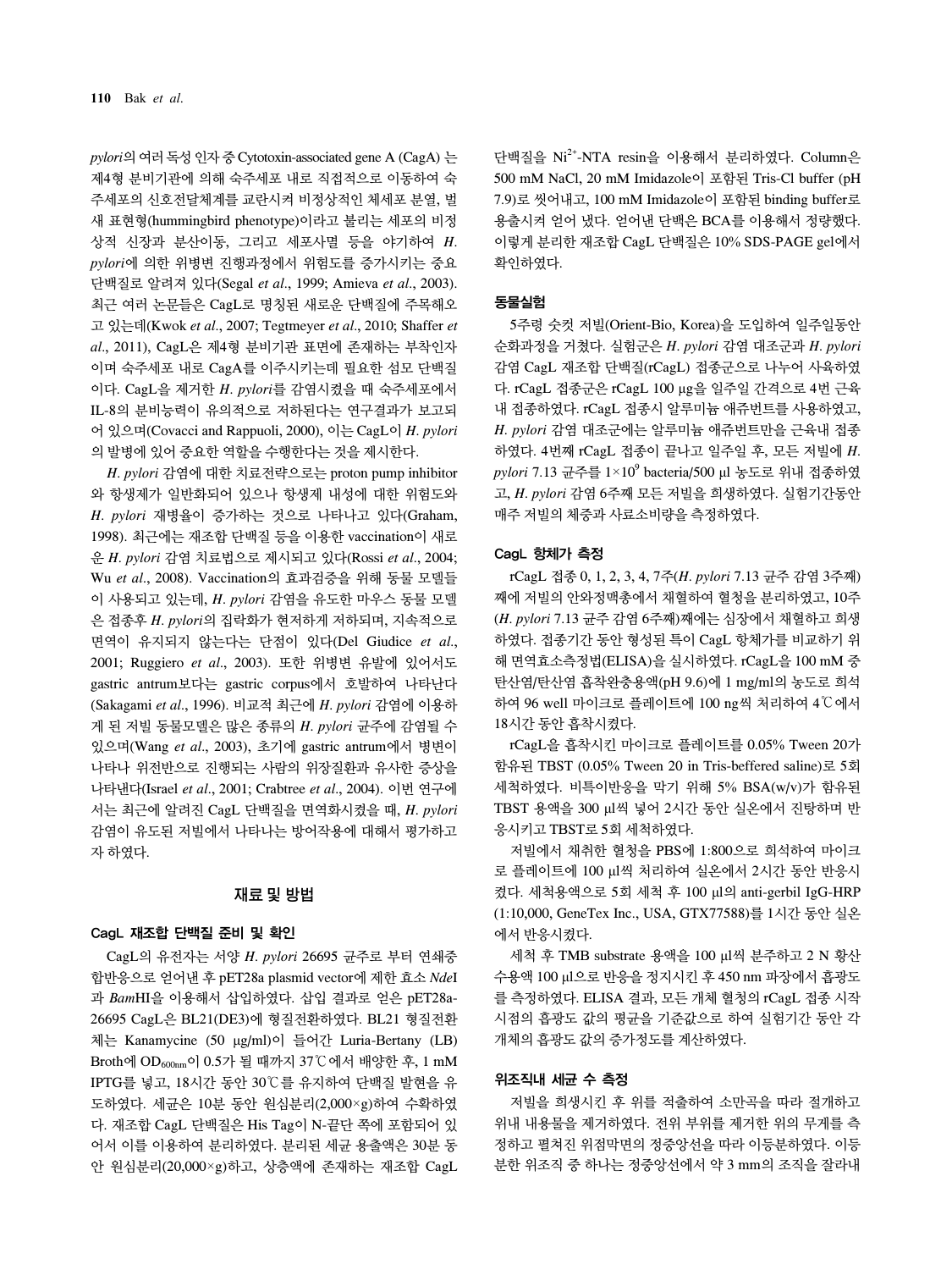*pylori*의 여러 독성 인자 중 Cytotoxin-associated gene A (CagA) 는 제4형 분비기관에 의해 숙주세포 내로 직접적으로 이동하여 숙주세포의 신호전달체계를 교란시켜 비정상적인 체세포 분열, 벌새 표현형(hummingbird phenotype)이라고 불리는 세포의 비정상적 신장과 분산이동, 그리고 세포사멸 등을 야기하여 *H. pylori*에 의한 위병변 진행과정에서 위험도를 증가시키는 중요 단백질로 알려져 있다(Segal *et al*., 1999; Amieva *et al*., 2003). 최근 여러 논문들은 CagL로 명칭된 새로운 단백질에 주목해오고 있는데(Kwok *et al*., 2007; Tegtmeyer *et al*., 2010; Shaffer *et al*., 2011), CagL은 제4형 분비기관 표면에 존재하는 부착인자이며 숙주세포 내로 CagA를 이주시키는데 필요한 섬모 단백질이다. CagL을 제거한 *H. pylori*를 감염시켰을 때 숙주세포에서 IL-8의 분비능력이 유의적으로 저하된다는 연구결과가 보고되어 있으며(Covacci and Rappuoli, 2000), 이는 CagL이 *H. pylori*의 발병에 있어 중요한 역할을 수행한다는 것을 제시한다.

*H. pylori* 감염에 대한 치료전략으로는 proton pump inhibitor와 항생제가 일반화되어 있으나 항생제 내성에 대한 위험도와 *H. pylori* 재병율이 증가하는 것으로 나타나고 있다(Graham, 1998). 최근에는 재조합 단백질 등을 이용한 vaccination이 새로운 *H. pylori* 감염 치료법으로 제시되고 있다(Rossi *et al*., 2004; Wu *et al*., 2008). Vaccination의 효과검증을 위해 동물 모델들이 사용되고 있는데, *H. pylori* 감염을 유도한 마우스 동물 모델은 접종후 *H. pylori*의 집락화가 현저하게 저하되며, 지속적으로 면역이 유지되지 않는다는 단점이 있다(Del Giudice *et al*., 2001; Ruggiero *et al*., 2003). 또한 위병변 유발에 있어서도 gastric antrum보다는 gastric corpus에서 호발하여 나타난다(Sakagami *et al*., 1996). 비교적 최근에 *H. pylori* 감염에 이용하게 된 저빌 동물모델은 많은 종류의 *H. pylori* 균주에 감염될 수 있으며(Wang *et al*., 2003), 초기에 gastric antrum에서 병변이 나타나 위전반으로 진행되는 사람의 위장질환과 유사한 증상을 나타낸다(Israel *et al*., 2001; Crabtree *et al*., 2004). 이번 연구에서는 최근에 알려진 CagL 단백질을 면역화시켰을 때, *H. pylori* 감염이 유도된 저빌에서 나타나는 방어작용에 대해서 평가하고자 하였다.

## 재료 및 방법

### CagL 재조합 단백질 준비 및 확인

CagL의 유전자는 서양 *H. pylori* 26695 균주로 부터 연쇄중합반응으로 얻어낸 후 pET28a plasmid vector에 제한 효소 *Nde*I과 *Bam*HI을 이용해서 삽입하였다. 삽입 결과로 얻은 pET28a-26695 CagL은 BL21(DE3)에 형질전환하였다. BL21 형질전환체는 Kanamycine (50 μg/ml)이 들어간 Luria-Bertany (LB) Broth에 $OD_{600nm}$이 0.5가 될 때까지 37℃에서 배양한 후, 1 mM IPTG를 넣고, 18시간 동안 30℃를 유지하여 단백질 발현을 유도하였다. 세균은 10분 동안 원심분리(2,000×g)하여 수확하였다. 재조합 CagL 단백질은 His Tag이 N-끝단 쪽에 포함되어 있어서 이를 이용하여 분리하였다. 분리된 세균 용출액은 30분 동안 원심분리(20,000×g)하고, 상층액에 존재하는 재조합 CagL 단백질을 $Ni^{2+}$-NTA resin을 이용해서 분리하였다. Column은 500 mM NaCl, 20 mM Imidazole이 포함된 Tris-Cl buffer (pH 7.9)로 씻어내고, 100 mM Imidazole이 포함된 binding buffer로 용출시켜 얻어 냈다. 얻어낸 단백은 BCA를 이용해서 정량했다. 이렇게 분리한 재조합 CagL 단백질은 10% SDS-PAGE gel에서 확인하였다.

### 동물실험

5주령 숫컷 저빌(Orient-Bio, Korea)을 도입하여 일주일동안 순화과정을 거쳤다. 실험군은 *H. pylori* 감염 대조군과 *H. pylori* 감염 CagL 재조합 단백질(rCagL) 접종군으로 나누어 사육하였다. rCagL 접종군은 rCagL 100 μg을 일주일 간격으로 4번 근육내 접종하였다. rCagL 접종시 알루미늄 애쥬번트를 사용하였고, *H. pylori* 감염 대조군에는 알루미늄 애쥬번트만을 근육내 접종하였다. 4번째 rCagL 접종이 끝나고 일주일 후, 모든 저빌에 *H. pylori* 7.13 균주를 $1\times10^9$ bacteria/500 μl 농도로 위내 접종하였고, *H. pylori* 감염 6주째 모든 저빌을 희생하였다. 실험기간동안 매주 저빌의 체중과 사료소비량을 측정하였다.

### CagL 항체가 측정

rCagL 접종 0, 1, 2, 3, 4, 7주(*H. pylori* 7.13 균주 감염 3주째)째에 저빌의 안와정맥총에서 채혈하여 혈청을 분리하였고, 10주(*H. pylori* 7.13 균주 감염 6주째)째에는 심장에서 채혈하고 희생하였다. 접종기간 동안 형성된 특이 CagL 항체가를 비교하기 위해 면역효소측정법(ELISA)을 실시하였다. rCagL을 100 mM 중탄산염/탄산염 흡착완충용액(pH 9.6)에 1 mg/ml의 농도로 희석하여 96 well 마이크로 플레이트에 100 ng씩 처리하여 4℃에서 18시간 동안 흡착시켰다.

rCagL을 흡착시킨 마이크로 플레이트를 0.05% Tween 20가 함유된 TBST (0.05% Tween 20 in Tris-beffered saline)로 5회 세척하였다. 비특이반응을 막기 위해 5% BSA(w/v)가 함유된 TBST 용액을 300 μl씩 넣어 2시간 동안 실온에서 진탕하며 반응시키고 TBST로 5회 세척하였다.

저빌에서 채취한 혈청을 PBS에 1:800으로 희석하여 마이크로 플레이트에 100 μl씩 처리하여 실온에서 2시간 동안 반응시켰다. 세척용액으로 5회 세척 후 100 μl의 anti-gerbil IgG-HRP (1:10,000, GeneTex Inc., USA, GTX77588)를 1시간 동안 실온에서 반응시켰다.

세척 후 TMB substrate 용액을 100 μl씩 분주하고 2 N 황산 수용액 100 μl으로 반응을 정지시킨 후 450 nm 파장에서 흡광도를 측정하였다. ELISA 결과, 모든 개체 혈청의 rCagL 접종 시작 시점의 흡광도 값의 평균을 기준값으로 하여 실험기간 동안 각 개체의 흡광도 값의 증가정도를 계산하였다.

### 위조직내 세균 수 측정

저빌을 희생시킨 후 위를 적출하여 소만곡을 따라 절개하고 위내 내용물을 제거하였다. 전위 부위를 제거한 위의 무게를 측정하고 펼쳐진 위점막면의 정중앙선을 따라 이등분하였다. 이등분한 위조직 중 하나는 정중앙선에서 약 3 mm의 조직을 잘라내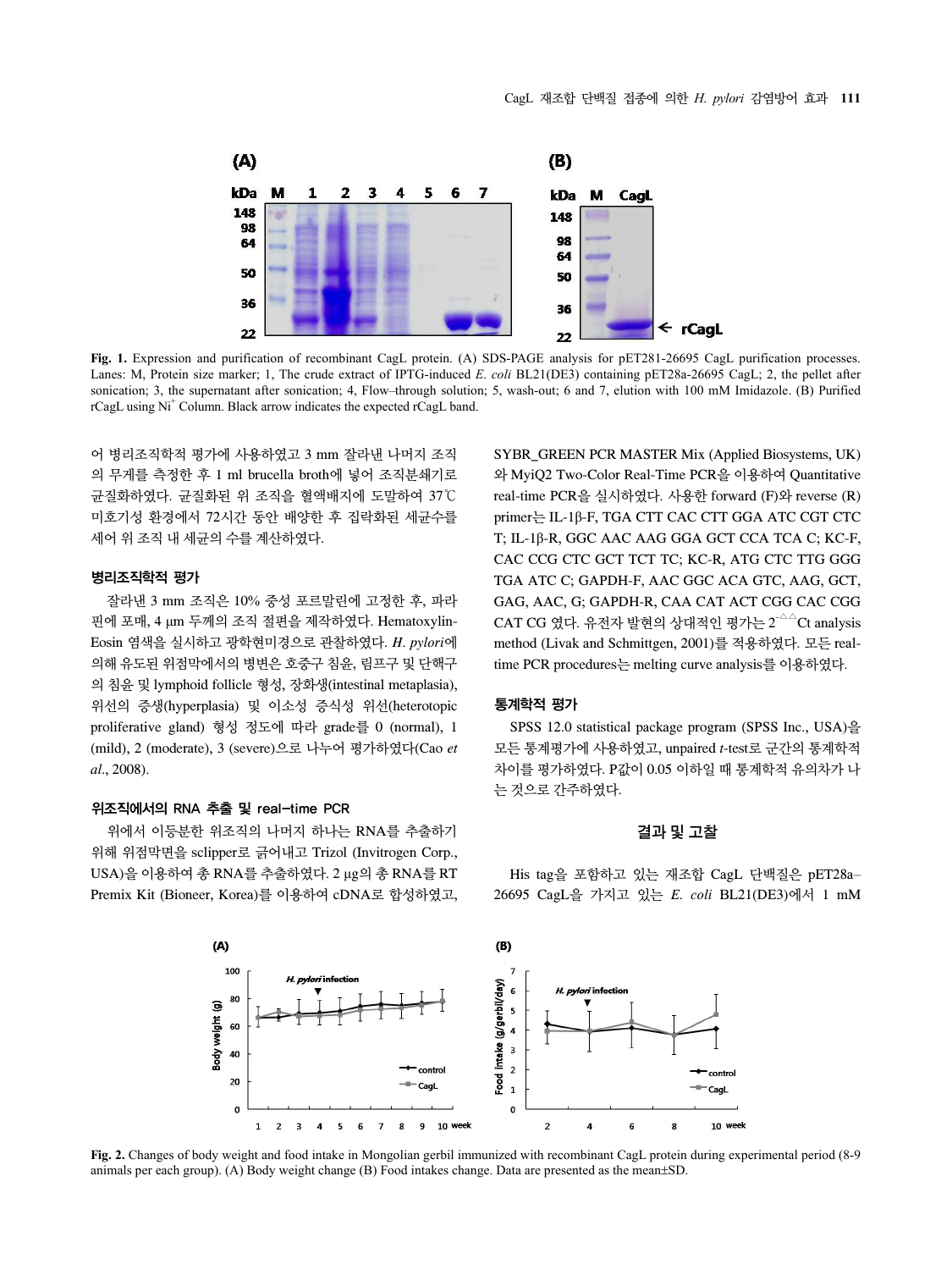**Fig. 1.** Expression and purification of recombinant CagL protein. (A) SDS-PAGE analysis for pET281-26695 CagL purification processes. Lanes: M, Protein size marker; 1, The crude extract of IPTG-induced *E. coli* BL21(DE3) containing pET28a-26695 CagL; 2, the pellet after sonication; 3, the supernatant after sonication; 4, Flow–through solution; 5, wash-out; 6 and 7, elution with 100 mM Imidazole. (B) Purified rCagL using $Ni^+$ Column. Black arrow indicates the expected rCagL band.

어 병리조직학적 평가에 사용하였고 3 mm 잘라낸 나머지 조직의 무게를 측정한 후 1 ml brucella broth에 넣어 조직분쇄기로 균질화하였다. 균질화된 위 조직을 혈액배지에 도말하여 37℃ 미호기성 환경에서 72시간 동안 배양한 후 집락화된 세균수를 세어 위 조직 내 세균의 수를 계산하였다.

### 병리조직학적 평가

잘라낸 3 mm 조직은 10% 중성 포르말린에 고정한 후, 파라핀에 포매, 4 μm 두께의 조직 절편을 제작하였다. Hematoxylin-Eosin 염색을 실시하고 광학현미경으로 관찰하였다. *H. pylori*에 의해 유도된 위점막에서의 병변은 호중구 침윤, 림프구 및 단핵구의 침윤 및 lymphoid follicle 형성, 장화생(intestinal metaplasia), 위선의 증생(hyperplasia) 및 이소성 증식성 위선(heterotopic proliferative gland) 형성 정도에 따라 grade를 0 (normal), 1 (mild), 2 (moderate), 3 (severe)으로 나누어 평가하였다(Cao *et al*., 2008).

### 위조직에서의 RNA 추출 및 real-time PCR

위에서 이등분한 위조직의 나머지 하나는 RNA를 추출하기 위해 위점막면을 sclipper로 긁어내고 Trizol (Invitrogen Corp., USA)을 이용하여 총 RNA를 추출하였다. 2 μg의 총 RNA를 RT Premix Kit (Bioneer, Korea)를 이용하여 cDNA로 합성하였고, SYBR_GREEN PCR MASTER Mix (Applied Biosystems, UK)와 MyiQ2 Two-Color Real-Time PCR을 이용하여 Quantitative real-time PCR을 실시하였다. 사용한 forward (F)와 reverse (R) primer는 IL-1β-F, TGA CTT CAC CTT GGA ATC CGT CTC T; IL-1β-R, GGC AAC AAG GGA GCT CCA TCA C; KC-F, CAC CCG CTC GCT TCT TC; KC-R, ATG CTC TTG GGG TGA ATC C; GAPDH-F, AAC GGC ACA GTC, AAG, GCT, GAG, AAC, G; GAPDH-R, CAA CAT ACT CGG CAC CGG CAT CG 였다. 유전자 발현의 상대적인 평가는 $2^{-\triangle\triangle}$Ct analysis method (Livak and Schmittgen, 2001)를 적용하였다. 모든 real-time PCR procedures는 melting curve analysis를 이용하였다.

### 통계학적 평가

SPSS 12.0 statistical package program (SPSS Inc., USA)을 모든 통계평가에 사용하였고, unpaired *t*-test로 군간의 통계학적 차이를 평가하였다. P값이 0.05 이하일 때 통계학적 유의차가 나는 것으로 간주하였다.

## 결과 및 고찰

His tag을 포함하고 있는 재조합 CagL 단백질은 pET28a–26695 CagL을 가지고 있는 *E. coli* BL21(DE3)에서 1 mM

**Fig. 2.** Changes of body weight and food intake in Mongolian gerbil immunized with recombinant CagL protein during experimental period (8-9 animals per each group). (A) Body weight change (B) Food intakes change. Data are presented as the mean±SD.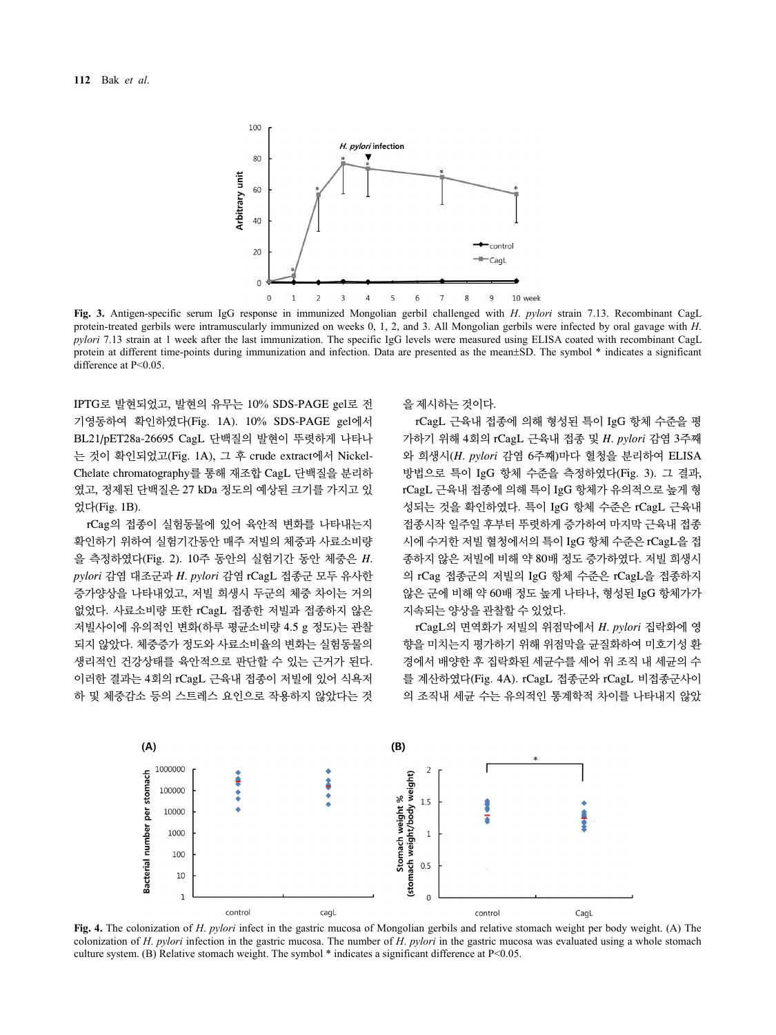Fig. 3. Antigen-specific serum IgG response in immunized Mongolian gerbil challenged with *H. pylori* strain 7.13. Recombinant CagL protein-treated gerbils were intramuscularly immunized on weeks 0, 1, 2, and 3. All Mongolian gerbils were infected by oral gavage with *H. pylori* 7.13 strain at 1 week after the last immunization. The specific IgG levels were measured using ELISA coated with recombinant CagL protein at different time-points during immunization and infection. Data are presented as the mean±SD. The symbol * indicates a significant difference at P<0.05.

IPTG로 발현되었고, 발현의 유무는 10% SDS-PAGE gel로 전기영동하여 확인하였다(Fig. 1A). 10% SDS-PAGE gel에서 BL21/pET28a-26695 CagL 단백질의 발현이 뚜렷하게 나타나는 것이 확인되었고(Fig. 1A), 그 후 crude extract에서 Nickel-Chelate chromatography를 통해 재조합 CagL 단백질을 분리하였고, 정제된 단백질은 27 kDa 정도의 예상된 크기를 가지고 있었다(Fig. 1B).

rCag의 접종이 실험동물에 있어 육안적 변화를 나타내는지 확인하기 위하여 실험기간동안 매주 저빌의 체중과 사료소비량을 측정하였다(Fig. 2). 10주 동안의 실험기간 동안 체중은 *H. pylori* 감염 대조군과 *H. pylori* 감염 rCagL 접종군 모두 유사한 증가양상을 나타내었고, 저빌 희생시 두군의 체중 차이는 거의 없었다. 사료소비량 또한 rCagL 접종한 저빌과 접종하지 않은 저빌사이에 유의적인 변화(하루 평균소비량 4.5 g 정도)는 관찰되지 않았다. 체중증가 정도와 사료소비율의 변화는 실험동물의 생리적인 건강상태를 육안적으로 판단할 수 있는 근거가 된다. 이러한 결과는 4회의 rCagL 근육내 접종이 저빌에 있어 식욕저하 및 체중감소 등의 스트레스 요인으로 작용하지 않았다는 것을 제시하는 것이다.

rCagL 근육내 접종에 의해 형성된 특이 IgG 항체 수준을 평가하기 위해 4회의 rCagL 근육내 접종 및 *H. pylori* 감염 3주째와 희생시(*H. pylori* 감염 6주째)마다 혈청을 분리하여 ELISA 방법으로 특이 IgG 항체 수준을 측정하였다(Fig. 3). 그 결과, rCagL 근육내 접종에 의해 특이 IgG 항체가 유의적으로 높게 형성되는 것을 확인하였다. 특이 IgG 항체 수준은 rCagL 근육내 접종시작 일주일 후부터 뚜렷하게 증가하여 마지막 근육내 접종시에 수거한 저빌 혈청에서의 특이 IgG 항체 수준은 rCagL을 접종하지 않은 저빌에 비해 약 80배 정도 증가하였다. 저빌 희생시의 rCag 접종군의 저빌의 IgG 항체 수준은 rCagL을 접종하지 않은 군에 비해 약 60배 정도 높게 나타나, 형성된 IgG 항체가가 지속되는 양상을 관찰할 수 있었다.

rCagL의 면역화가 저빌의 위점막에서 *H. pylori* 집락화에 영향을 미치는지 평가하기 위해 위점막을 균질화하여 미호기성 환경에서 배양한 후 집락화된 세균수를 세어 위 조직 내 세균의 수를 계산하였다(Fig. 4A). rCagL 접종군와 rCagL 비접종군사이의 조직내 세균 수는 유의적인 통계학적 차이를 나타내지 않았

Fig. 4. The colonization of *H. pylori* infect in the gastric mucosa of Mongolian gerbils and relative stomach weight per body weight. (A) The colonization of *H. pylori* infection in the gastric mucosa. The number of *H. pylori* in the gastric mucosa was evaluated using a whole stomach culture system. (B) Relative stomach weight. The symbol * indicates a significant difference at P<0.05.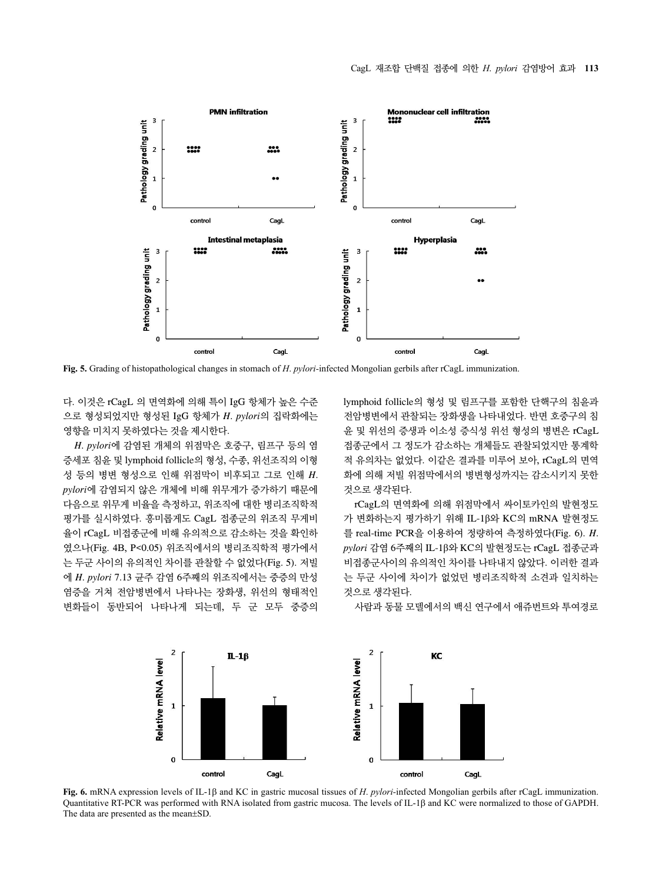Fig. 5. Grading of histopathological changes in stomach of *H. pylori*-infected Mongolian gerbils after rCagL immunization.

다. 이것은 rCagL 의 면역화에 의해 특이 IgG 항체가 높은 수준으로 형성되었지만 형성된 IgG 항체가 *H. pylori*의 집락화에는 영향을 미치지 못하였다는 것을 제시한다.

*H. pylori*에 감염된 개체의 위점막은 호중구, 림프구 등의 염증세포 침윤 및 lymphoid follicle의 형성, 수종, 위선조직의 이형성 등의 병변 형성으로 인해 위점막이 비후되고 그로 인해 *H. pylori*에 감염되지 않은 개체에 비해 위무게가 증가하기 때문에 다음으로 위무게 비율을 측정하고, 위조직에 대한 병리조직학적 평가를 실시하였다. 흥미롭게도 CagL 접종군의 위조직 무게비율이 rCagL 비접종군에 비해 유의적으로 감소하는 것을 확인하였으나(Fig. 4B, P<0.05) 위조직에서의 병리조직학적 평가에서는 두군 사이의 유의적인 차이를 관찰할 수 없었다(Fig. 5). 저빌에 *H. pylori* 7.13 균주 감염 6주째의 위조직에서는 중증의 만성염증을 거쳐 전암병변에서 나타나는 장화생, 위선의 형태적인 변화들이 동반되어 나타나게 되는데, 두 군 모두 중증의 lymphoid follicle의 형성 및 림프구를 포함한 단핵구의 침윤과 전암병변에서 관찰되는 장화생을 나타내었다. 반면 호중구의 침윤 및 위선의 증생과 이소성 증식성 위선 형성의 병변은 rCagL 접종군에서 그 정도가 감소하는 개체들도 관찰되었지만 통계학적 유의차는 없었다. 이같은 결과를 미루어 보아, rCagL의 면역화에 의해 저빌 위점막에서의 병변형성까지는 감소시키지 못한 것으로 생각된다.

rCagL의 면역화에 의해 위점막에서 싸이토카인의 발현정도가 변화하는지 평가하기 위해 IL-1β와 KC의 mRNA 발현정도를 real-time PCR을 이용하여 정량하여 측정하였다(Fig. 6). *H. pylori* 감염 6주째의 IL-1β와 KC의 발현정도는 rCagL 접종군과 비접종군사이의 유의적인 차이를 나타내지 않았다. 이러한 결과는 두군 사이에 차이가 없었던 병리조직학적 소견과 일치하는 것으로 생각된다.

사람과 동물 모델에서의 백신 연구에서 애쥬번트와 투여경로

Fig. 6. mRNA expression levels of IL-1β and KC in gastric mucosal tissues of *H. pylori*-infected Mongolian gerbils after rCagL immunization. Quantitative RT-PCR was performed with RNA isolated from gastric mucosa. The levels of IL-1β and KC were normalized to those of GAPDH. The data are presented as the mean±SD.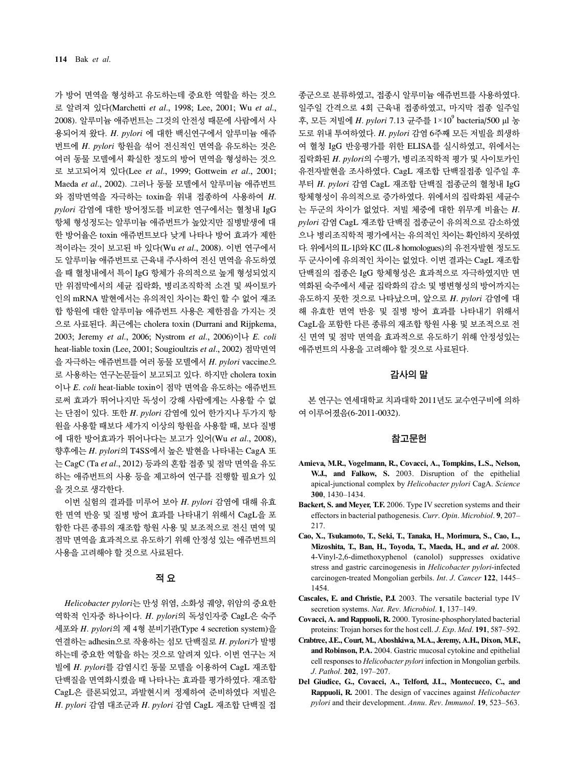가 방어 면역을 형성하고 유도하는데 중요한 역할을 하는 것으로 알려져 있다(Marchetti *et al*., 1998; Lee, 2001; Wu *et al*., 2008). 알루미늄 애쥬번트는 그것의 안전성 때문에 사람에서 사용되어져 왔다. *H. pylori* 에 대한 백신연구에서 알루미늄 애쥬번트에 *H. pylori* 항원을 섞어 전신적인 면역을 유도하는 것은 여러 동물 모델에서 확실한 정도의 방어 면역을 형성하는 것으로 보고되어져 있다(Lee *et al*., 1999; Gottwein *et al*., 2001; Maeda *et al*., 2002). 그러나 동물 모델에서 알루미늄 애쥬번트와 점막면역을 자극하는 toxin을 위내 접종하여 사용하여 *H. pylori* 감염에 대한 방어정도를 비교한 연구에서는 혈청내 IgG 항체 형성정도는 알루미늄 애쥬번트가 높았지만 질병발생에 대한 방어율은 toxin 애쥬번트보다 낮게 나타나 방어 효과가 제한적이라는 것이 보고된 바 있다(Wu *et al*., 2008). 이번 연구에서도 알루미늄 애쥬번트로 근육내 주사하여 전신 면역을 유도하였을 때 혈청내에서 특이 IgG 항체가 유의적으로 높게 형성되었지만 위점막에서의 세균 집락화, 병리조직학적 소견 및 싸이토카인의 mRNA 발현에서는 유의적인 차이는 확인 할 수 없어 재조합 항원에 대한 알루미늄 애쥬번트 사용은 제한점을 가지는 것으로 사료된다. 최근에는 cholera toxin (Durrani and Rijpkema, 2003; Jeremy *et al*., 2006; Nystrom *et al*., 2006)이나 *E. coli* heat-liable toxin (Lee, 2001; Sougioultzis *et al*., 2002) 점막면역을 자극하는 애쥬번트를 여러 동물 모델에서 *H. pylori* vaccine으로 사용하는 연구논문들이 보고되고 있다. 하지만 cholera toxin이나 *E. coli* heat-liable toxin이 점막 면역을 유도하는 애쥬번트로써 효과가 뛰어나지만 독성이 강해 사람에게는 사용할 수 없는 단점이 있다. 또한 *H. pylori* 감염에 있어 한가지나 두가지 항원을 사용할 때보다 세가지 이상의 항원을 사용할 때, 보다 질병에 대한 방어효과가 뛰어나다는 보고가 있어(Wu *et al*., 2008), 향후에는 *H. pylori*의 T4SS에서 높은 발현을 나타내는 CagA 또는 CagC (Ta *et al*., 2012) 등과의 혼합 접종 및 점막 면역을 유도하는 애쥬번트의 사용 등을 제고하여 연구를 진행할 필요가 있을 것으로 생각한다.

이번 실험의 결과를 미루어 보아 *H. pylori* 감염에 대해 유효한 면역 반응 및 질병 방어 효과를 나타내기 위해서 CagL을 포함한 다른 종류의 재조합 항원 사용 및 보조적으로 전신 면역 및 점막 면역을 효과적으로 유도하기 위해 안정성 있는 애쥬번트의 사용을 고려해야 할 것으로 사료된다.

## 적 요

*Helicobacter pylori*는 만성 위염, 소화성 궤양, 위암의 중요한 역학적 인자중 하나이다. *H. pylori*의 독성인자중 CagL은 숙주세포와 *H. pylori*의 제 4형 분비기관(Type 4 secretion system)을 연결하는 adhesin으로 작용하는 섬모 단백질로 *H. pylori*가 발병하는데 중요한 역할을 하는 것으로 알려져 있다. 이번 연구는 저빌에 *H. pylori*를 감염시킨 동물 모델을 이용하여 CagL 재조합 단백질을 면역화시켰을 때 나타나는 효과를 평가하였다. 재조합 CagL은 클론되었고, 과발현시켜 정제하여 준비하였다 저빌은 *H. pylori* 감염 대조군과 *H. pylori* 감염 CagL 재조합 단백질 접종군으로 분류하였고, 접종시 알루미늄 애쥬번트를 사용하였다. 일주일 간격으로 4회 근육내 접종하였고, 마지막 접종 일주일 후, 모든 저빌에 *H. pylori* 7.13 균주를 $1\times10^9$ bacteria/500 µl 농도로 위내 투여하였다. *H. pylori* 감염 6주째 모든 저빌을 희생하여 혈청 IgG 반응평가를 위한 ELISA를 실시하였고, 위에서는 집락화된 *H. pylori*의 수평가, 병리조직학적 평가 및 사이토카인 유전자발현을 조사하였다. CagL 재조합 단백질접종 일주일 후부터 *H. pylori* 감염 CagL 재조합 단백질 접종군의 혈청내 IgG 항체형성이 유의적으로 증가하였다. 위에서의 집락화된 세균수는 두군의 차이가 없었다. 저빌 체중에 대한 위무게 비율는 *H. pylori* 감염 CagL 재조합 단백질 접종군이 유의적으로 감소하였으나 병리조직학적 평가에서는 유의적인 차이는 확인하지 못하였다. 위에서의 IL-1β와 KC (IL-8 homologues)의 유전자발현 정도도 두 군사이에 유의적인 차이는 없었다. 이번 결과는 CagL 재조합 단백질의 접종은 IgG 항체형성은 효과적으로 자극하였지만 면역화된 숙주에서 세균 집락화의 감소 및 병변형성의 방어까지는 유도하지 못한 것으로 나타났으며, 앞으로 *H. pylori* 감염에 대해 유효한 면역 반응 및 질병 방어 효과를 나타내기 위해서 CagL을 포함한 다른 종류의 재조합 항원 사용 및 보조적으로 전신 면역 및 점막 면역을 효과적으로 유도하기 위해 안정성있는 애쥬번트의 사용을 고려해야 할 것으로 사료된다.

## 감사의 말

본 연구는 연세대학교 치과대학 2011년도 교수연구비에 의하여 이루어졌음(6-2011-0032).

## 참고문헌

**Amieva, M.R., Vogelmann, R., Covacci, A., Tompkins, L.S., Nelson, W.J., and Falkow, S.** 2003. Disruption of the epithelial apical-junctional complex by *Helicobacter pylori* CagA. *Science* **300**, 1430–1434.

**Backert, S. and Meyer, T.F.** 2006. Type IV secretion systems and their effectors in bacterial pathogenesis. *Curr. Opin. Microbiol.* **9**, 207–217.

**Cao, X., Tsukamoto, T., Seki, T., Tanaka, H., Morimura, S., Cao, L., Mizoshita, T., Ban, H., Toyoda, T., Maeda, H., and *et al*.** 2008. 4-Vinyl-2,6-dimethoxyphenol (canolol) suppresses oxidative stress and gastric carcinogenesis in *Helicobacter pylori*-infected carcinogen-treated Mongolian gerbils. *Int. J. Cancer* **122**, 1445–1454.

**Cascales, E. and Christie, P.J.** 2003. The versatile bacterial type IV secretion systems. *Nat. Rev. Microbiol.* **1**, 137–149.

**Covacci, A. and Rappuoli, R.** 2000. Tyrosine-phosphorylated bacterial proteins: Trojan horses for the host cell. *J. Exp. Med.* **191**, 587–592.

**Crabtree, J.E., Court, M., Aboshkiwa, M.A., Jeremy, A.H., Dixon, M.F., and Robinson, P.A.** 2004. Gastric mucosal cytokine and epithelial cell responses to *Helicobacter pylori* infection in Mongolian gerbils. *J. Pathol.* **202**, 197–207.

**Del Giudice, G., Covacci, A., Telford, J.L., Montecucco, C., and Rappuoli, R.** 2001. The design of vaccines against *Helicobacter pylori* and their development. *Annu. Rev. Immunol.* **19**, 523–563.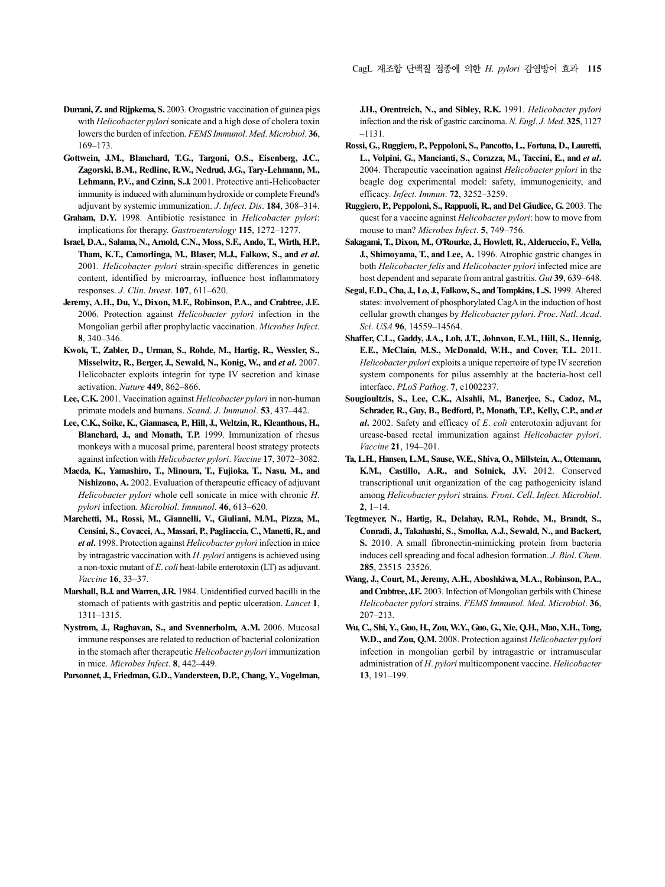**Durrani, Z. and Rijpkema, S.** 2003. Orogastric vaccination of guinea pigs with *Helicobacter pylori* sonicate and a high dose of cholera toxin lowers the burden of infection. *FEMS Immunol. Med. Microbiol.* **36**, 169–173.

**Gottwein, J.M., Blanchard, T.G., Targoni, O.S., Eisenberg, J.C., Zagorski, B.M., Redline, R.W., Nedrud, J.G., Tary-Lehmann, M., Lehmann, P.V., and Czinn, S.J.** 2001. Protective anti-Helicobacter immunity is induced with aluminum hydroxide or complete Freund's adjuvant by systemic immunization. *J. Infect. Dis.* **184**, 308–314.

**Graham, D.Y.** 1998. Antibiotic resistance in *Helicobacter pylori*: implications for therapy. *Gastroenterology* **115**, 1272–1277.

**Israel, D.A., Salama, N., Arnold, C.N., Moss, S.F., Ando, T., Wirth, H.P., Tham, K.T., Camorlinga, M., Blaser, M.J., Falkow, S., and *et al*.** 2001. *Helicobacter pylori* strain-specific differences in genetic content, identified by microarray, influence host inflammatory responses. *J. Clin. Invest.* **107**, 611–620.

**Jeremy, A.H., Du, Y., Dixon, M.F., Robinson, P.A., and Crabtree, J.E.** 2006. Protection against *Helicobacter pylori* infection in the Mongolian gerbil after prophylactic vaccination. *Microbes Infect.* **8**, 340–346.

**Kwok, T., Zabler, D., Urman, S., Rohde, M., Hartig, R., Wessler, S., Misselwitz, R., Berger, J., Sewald, N., Konig, W., and *et al*.** 2007. Helicobacter exploits integrin for type IV secretion and kinase activation. *Nature* **449**, 862–866.

**Lee, C.K.** 2001. Vaccination against *Helicobacter pylori* in non-human primate models and humans. *Scand. J. Immunol.* **53**, 437–442.

**Lee, C.K., Soike, K., Giannasca, P., Hill, J., Weltzin, R., Kleanthous, H., Blanchard, J., and Monath, T.P.** 1999. Immunization of rhesus monkeys with a mucosal prime, parenteral boost strategy protects against infection with *Helicobacter pylori*. *Vaccine* **17**, 3072–3082.

**Maeda, K., Yamashiro, T., Minoura, T., Fujioka, T., Nasu, M., and Nishizono, A.** 2002. Evaluation of therapeutic efficacy of adjuvant *Helicobacter pylori* whole cell sonicate in mice with chronic *H. pylori* infection. *Microbiol. Immunol.* **46**, 613–620.

**Marchetti, M., Rossi, M., Giannelli, V., Giuliani, M.M., Pizza, M., Censini, S., Covacci, A., Massari, P., Pagliaccia, C., Manetti, R., and *et al*.** 1998. Protection against *Helicobacter pylori* infection in mice by intragastric vaccination with *H. pylori* antigens is achieved using a non-toxic mutant of *E. coli* heat-labile enterotoxin (LT) as adjuvant. *Vaccine* **16**, 33–37.

**Marshall, B.J. and Warren, J.R.** 1984. Unidentified curved bacilli in the stomach of patients with gastritis and peptic ulceration. *Lancet* **1**, 1311–1315.

**Nystrom, J., Raghavan, S., and Svennerholm, A.M.** 2006. Mucosal immune responses are related to reduction of bacterial colonization in the stomach after therapeutic *Helicobacter pylori* immunization in mice. *Microbes Infect.* **8**, 442–449.

**Parsonnet, J., Friedman, G.D., Vandersteen, D.P., Chang, Y., Vogelman, J.H., Orentreich, N., and Sibley, R.K.** 1991. *Helicobacter pylori* infection and the risk of gastric carcinoma. *N. Engl. J. Med.* **325**, 1127–1131.

**Rossi, G., Ruggiero, P., Peppoloni, S., Pancotto, L., Fortuna, D., Lauretti, L., Volpini, G., Mancianti, S., Corazza, M., Taccini, E., and *et al*.** 2004. Therapeutic vaccination against *Helicobacter pylori* in the beagle dog experimental model: safety, immunogenicity, and efficacy. *Infect. Immun.* **72**, 3252–3259.

**Ruggiero, P., Peppoloni, S., Rappuoli, R., and Del Giudice, G.** 2003. The quest for a vaccine against *Helicobacter pylori*: how to move from mouse to man? *Microbes Infect.* **5**, 749–756.

**Sakagami, T., Dixon, M., O'Rourke, J., Howlett, R., Alderuccio, F., Vella, J., Shimoyama, T., and Lee, A.** 1996. Atrophic gastric changes in both *Helicobacter felis* and *Helicobacter pylori* infected mice are host dependent and separate from antral gastritis. *Gut* **39**, 639–648.

**Segal, E.D., Cha, J., Lo, J., Falkow, S., and Tompkins, L.S.** 1999. Altered states: involvement of phosphorylated CagA in the induction of host cellular growth changes by *Helicobacter pylori*. *Proc. Natl. Acad. Sci. USA* **96**, 14559–14564.

**Shaffer, C.L., Gaddy, J.A., Loh, J.T., Johnson, E.M., Hill, S., Hennig, E.E., McClain, M.S., McDonald, W.H., and Cover, T.L.** 2011. *Helicobacter pylori* exploits a unique repertoire of type IV secretion system components for pilus assembly at the bacteria-host cell interface. *PLoS Pathog.* **7**, e1002237.

**Sougioultzis, S., Lee, C.K., Alsahli, M., Banerjee, S., Cadoz, M., Schrader, R., Guy, B., Bedford, P., Monath, T.P., Kelly, C.P., and *et al*.** 2002. Safety and efficacy of *E. coli* enterotoxin adjuvant for urease-based rectal immunization against *Helicobacter pylori*. *Vaccine* **21**, 194–201.

**Ta, L.H., Hansen, L.M., Sause, W.E., Shiva, O., Millstein, A., Ottemann, K.M., Castillo, A.R., and Solnick, J.V.** 2012. Conserved transcriptional unit organization of the cag pathogenicity island among *Helicobacter pylori* strains. *Front. Cell. Infect. Microbiol.* **2**, 1–14.

**Tegtmeyer, N., Hartig, R., Delahay, R.M., Rohde, M., Brandt, S., Conradi, J., Takahashi, S., Smolka, A.J., Sewald, N., and Backert, S.** 2010. A small fibronectin-mimicking protein from bacteria induces cell spreading and focal adhesion formation. *J. Biol. Chem.* **285**, 23515–23526.

**Wang, J., Court, M., Jeremy, A.H., Aboshkiwa, M.A., Robinson, P.A., and Crabtree, J.E.** 2003. Infection of Mongolian gerbils with Chinese *Helicobacter pylori* strains. *FEMS Immunol. Med. Microbiol.* **36**, 207–213.

**Wu, C., Shi, Y., Guo, H., Zou, W.Y., Guo, G., Xie, Q.H., Mao, X.H., Tong, W.D., and Zou, Q.M.** 2008. Protection against *Helicobacter pylori* infection in mongolian gerbil by intragastric or intramuscular administration of *H. pylori* multicomponent vaccine. *Helicobacter* **13**, 191–199.